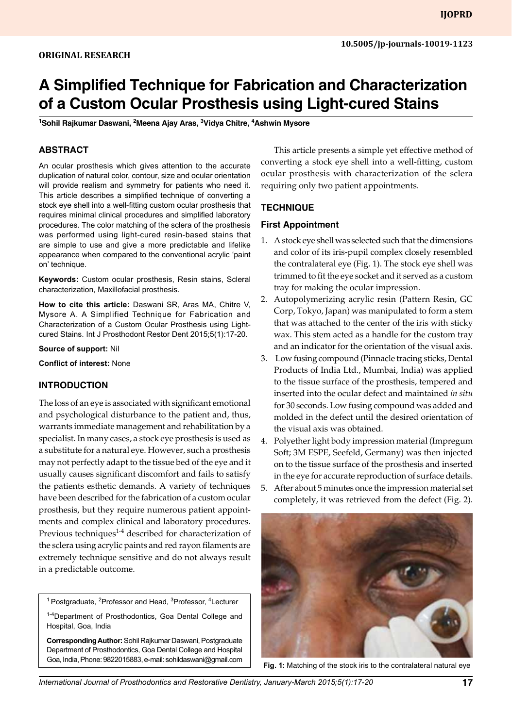ORIGINAL RESEARCH

# A Simplified Technique for Fabrication and Characterization of a Custom Ocular Prosthesis using Light-cured Stains

[1]Sohil Rajkumar Daswani, [2]Meena Ajay Aras, [3]Vidya Chitre, [4]Ashwin Mysore

## ABSTRACT

An ocular prosthesis which gives attention to the accurate duplication of natural color, contour, size and ocular orientation will provide realism and symmetry for patients who need it. This article describes a simplified technique of converting a stock eye shell into a well-fitting custom ocular prosthesis that requires minimal clinical procedures and simplified laboratory procedures. The color matching of the sclera of the prosthesis was performed using light-cured resin-based stains that are simple to use and give a more predictable and lifelike appearance when compared to the conventional acrylic 'paint on' technique.

**Keywords:** Custom ocular prosthesis, Resin stains, Scleral characterization, Maxillofacial prosthesis.

**How to cite this article:** Daswani SR, Aras MA, Chitre V, Mysore A. A Simplified Technique for Fabrication and Characterization of a Custom Ocular Prosthesis using Light-cured Stains. Int J Prosthodont Restor Dent 2015;5(1):17-20.

**Source of support:** Nil

**Conflict of interest:** None

## INTRODUCTION

The loss of an eye is associated with significant emotional and psychological disturbance to the patient and, thus, warrants immediate management and rehabilitation by a specialist. In many cases, a stock eye prosthesis is used as a substitute for a natural eye. However, such a prosthesis may not perfectly adapt to the tissue bed of the eye and it usually causes significant discomfort and fails to satisfy the patients esthetic demands. A variety of techniques have been described for the fabrication of a custom ocular prosthesis, but they require numerous patient appointments and complex clinical and laboratory procedures. Previous techniques[1-4] described for characterization of the sclera using acrylic paints and red rayon filaments are extremely technique sensitive and do not always result in a predictable outcome.

[1]Postgraduate, [2]Professor and Head, [3]Professor, [4]Lecturer

[1-4]Department of Prosthodontics, Goa Dental College and Hospital, Goa, India

**Corresponding Author:** Sohil Rajkumar Daswani, Postgraduate Department of Prosthodontics, Goa Dental College and Hospital Goa, India, Phone: 9822015883, e-mail: sohildaswani@gmail.com

This article presents a simple yet effective method of converting a stock eye shell into a well-fitting, custom ocular prosthesis with characterization of the sclera requiring only two patient appointments.

## TECHNIQUE

### First Appointment

1. A stock eye shell was selected such that the dimensions and color of its iris-pupil complex closely resembled the contralateral eye (Fig. 1). The stock eye shell was trimmed to fit the eye socket and it served as a custom tray for making the ocular impression.
2. Autopolymerizing acrylic resin (Pattern Resin, GC Corp, Tokyo, Japan) was manipulated to form a stem that was attached to the center of the iris with sticky wax. This stem acted as a handle for the custom tray and an indicator for the orientation of the visual axis.
3. Low fusing compound (Pinnacle tracing sticks, Dental Products of India Ltd., Mumbai, India) was applied to the tissue surface of the prosthesis, tempered and inserted into the ocular defect and maintained *in situ* for 30 seconds. Low fusing compound was added and molded in the defect until the desired orientation of the visual axis was obtained.
4. Polyether light body impression material (Impregum Soft; 3M ESPE, Seefeld, Germany) was then injected on to the tissue surface of the prosthesis and inserted in the eye for accurate reproduction of surface details.
5. After about 5 minutes once the impression material set completely, it was retrieved from the defect (Fig. 2).

**Fig. 1:** Matching of the stock iris to the contralateral natural eye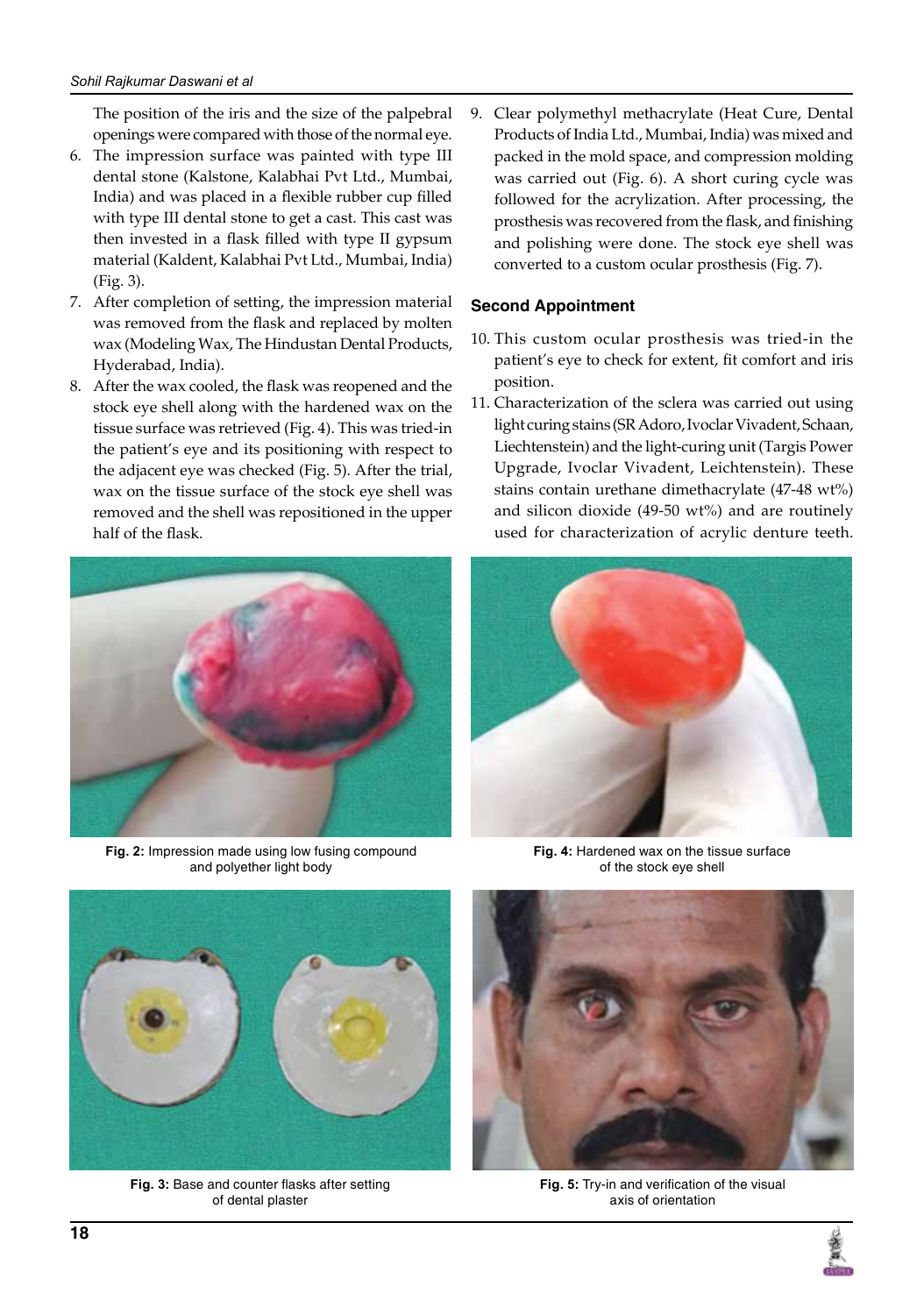The position of the iris and the size of the palpebral openings were compared with those of the normal eye.

6. The impression surface was painted with type III dental stone (Kalstone, Kalabhai Pvt Ltd., Mumbai, India) and was placed in a flexible rubber cup filled with type III dental stone to get a cast. This cast was then invested in a flask filled with type II gypsum material (Kaldent, Kalabhai Pvt Ltd., Mumbai, India) (Fig. 3).
7. After completion of setting, the impression material was removed from the flask and replaced by molten wax (Modeling Wax, The Hindustan Dental Products, Hyderabad, India).
8. After the wax cooled, the flask was reopened and the stock eye shell along with the hardened wax on the tissue surface was retrieved (Fig. 4). This was tried-in the patient's eye and its positioning with respect to the adjacent eye was checked (Fig. 5). After the trial, wax on the tissue surface of the stock eye shell was removed and the shell was repositioned in the upper half of the flask.
9. Clear polymethyl methacrylate (Heat Cure, Dental Products of India Ltd., Mumbai, India) was mixed and packed in the mold space, and compression molding was carried out (Fig. 6). A short curing cycle was followed for the acrylization. After processing, the prosthesis was recovered from the flask, and finishing and polishing were done. The stock eye shell was converted to a custom ocular prosthesis (Fig. 7).

## Second Appointment

10. This custom ocular prosthesis was tried-in the patient's eye to check for extent, fit comfort and iris position.
11. Characterization of the sclera was carried out using light curing stains (SR Adoro, Ivoclar Vivadent, Schaan, Liechtenstein) and the light-curing unit (Targis Power Upgrade, Ivoclar Vivadent, Leichtenstein). These stains contain urethane dimethacrylate (47-48 wt%) and silicon dioxide (49-50 wt%) and are routinely used for characterization of acrylic denture teeth.

**Fig. 2:** Impression made using low fusing compound and polyether light body

**Fig. 4:** Hardened wax on the tissue surface of the stock eye shell

**Fig. 3:** Base and counter flasks after setting of dental plaster

**Fig. 5:** Try-in and verification of the visual axis of orientation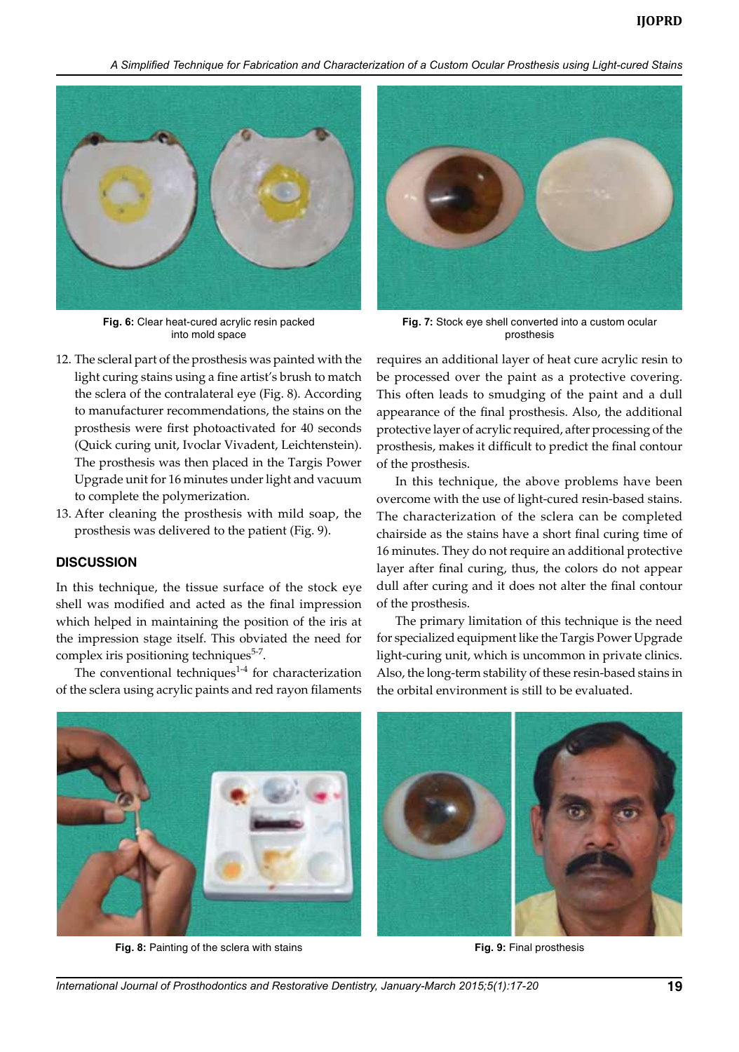Fig. 6: Clear heat-cured acrylic resin packed into mold space

Fig. 7: Stock eye shell converted into a custom ocular prosthesis

12. The scleral part of the prosthesis was painted with the light curing stains using a fine artist's brush to match the sclera of the contralateral eye (Fig. 8). According to manufacturer recommendations, the stains on the prosthesis were first photoactivated for 40 seconds (Quick curing unit, Ivoclar Vivadent, Leichtenstein). The prosthesis was then placed in the Targis Power Upgrade unit for 16 minutes under light and vacuum to complete the polymerization.
13. After cleaning the prosthesis with mild soap, the prosthesis was delivered to the patient (Fig. 9).

## DISCUSSION

In this technique, the tissue surface of the stock eye shell was modified and acted as the final impression which helped in maintaining the position of the iris at the impression stage itself. This obviated the need for complex iris positioning techniques[5-7].

The conventional techniques[1-4] for characterization of the sclera using acrylic paints and red rayon filaments requires an additional layer of heat cure acrylic resin to be processed over the paint as a protective covering. This often leads to smudging of the paint and a dull appearance of the final prosthesis. Also, the additional protective layer of acrylic required, after processing of the prosthesis, makes it difficult to predict the final contour of the prosthesis.

In this technique, the above problems have been overcome with the use of light-cured resin-based stains. The characterization of the sclera can be completed chairside as the stains have a short final curing time of 16 minutes. They do not require an additional protective layer after final curing, thus, the colors do not appear dull after curing and it does not alter the final contour of the prosthesis.

The primary limitation of this technique is the need for specialized equipment like the Targis Power Upgrade light-curing unit, which is uncommon in private clinics. Also, the long-term stability of these resin-based stains in the orbital environment is still to be evaluated.

Fig. 8: Painting of the sclera with stains

Fig. 9: Final prosthesis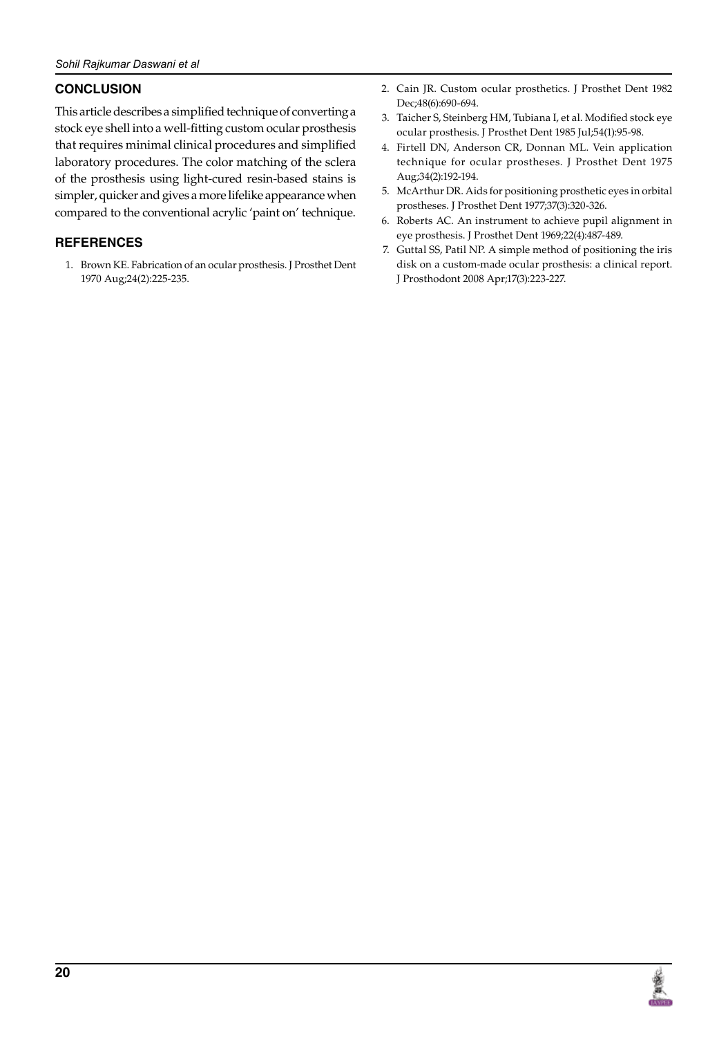## CONCLUSION

This article describes a simplified technique of converting a stock eye shell into a well-fitting custom ocular prosthesis that requires minimal clinical procedures and simplified laboratory procedures. The color matching of the sclera of the prosthesis using light-cured resin-based stains is simpler, quicker and gives a more lifelike appearance when compared to the conventional acrylic 'paint on' technique.

## REFERENCES

1. Brown KE. Fabrication of an ocular prosthesis. J Prosthet Dent 1970 Aug;24(2):225-235.
2. Cain JR. Custom ocular prosthetics. J Prosthet Dent 1982 Dec;48(6):690-694.
3. Taicher S, Steinberg HM, Tubiana I, et al. Modified stock eye ocular prosthesis. J Prosthet Dent 1985 Jul;54(1):95-98.
4. Firtell DN, Anderson CR, Donnan ML. Vein application technique for ocular prostheses. J Prosthet Dent 1975 Aug;34(2):192-194.
5. McArthur DR. Aids for positioning prosthetic eyes in orbital prostheses. J Prosthet Dent 1977;37(3):320-326.
6. Roberts AC. An instrument to achieve pupil alignment in eye prosthesis. J Prosthet Dent 1969;22(4):487-489.
7. Guttal SS, Patil NP. A simple method of positioning the iris disk on a custom-made ocular prosthesis: a clinical report. J Prosthodont 2008 Apr;17(3):223-227.